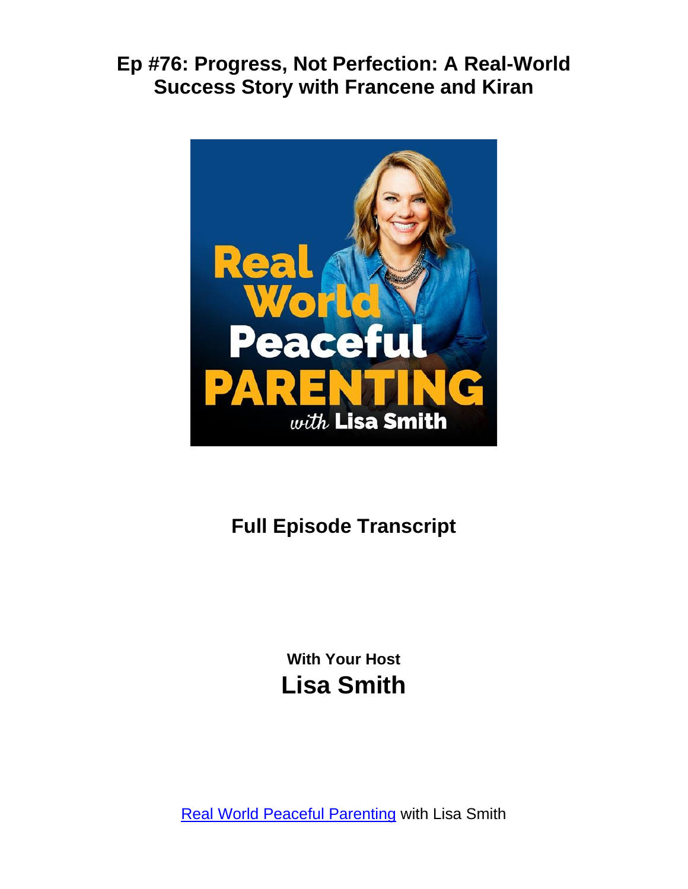# Ep #76: Progress, Not Perfection: A Real-World Success Story with Francene and Kiran

## Full Episode Transcript

With Your Host

**Lisa Smith**

[Real World Peaceful Parenting](#) with Lisa Smith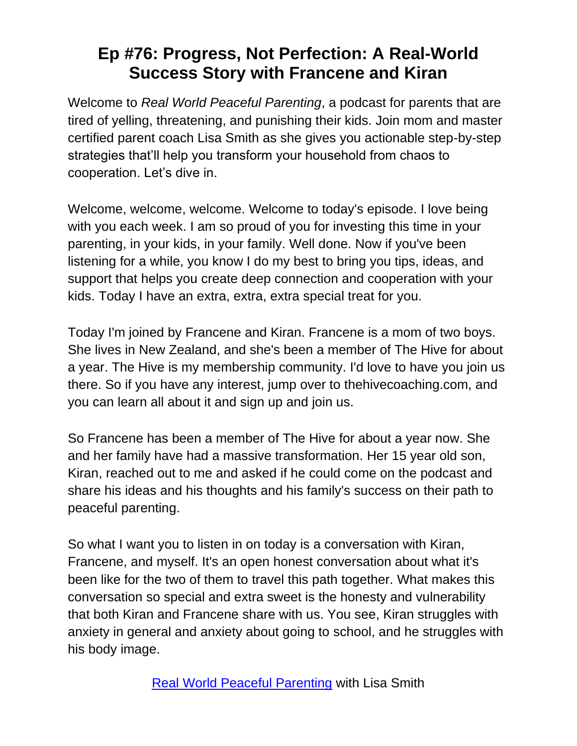# Ep #76: Progress, Not Perfection: A Real-World Success Story with Francene and Kiran

Welcome to *Real World Peaceful Parenting*, a podcast for parents that are tired of yelling, threatening, and punishing their kids. Join mom and master certified parent coach Lisa Smith as she gives you actionable step-by-step strategies that'll help you transform your household from chaos to cooperation. Let's dive in.

Welcome, welcome, welcome. Welcome to today's episode. I love being with you each week. I am so proud of you for investing this time in your parenting, in your kids, in your family. Well done. Now if you've been listening for a while, you know I do my best to bring you tips, ideas, and support that helps you create deep connection and cooperation with your kids. Today I have an extra, extra, extra special treat for you.

Today I'm joined by Francene and Kiran. Francene is a mom of two boys. She lives in New Zealand, and she's been a member of The Hive for about a year. The Hive is my membership community. I'd love to have you join us there. So if you have any interest, jump over to thehivecoaching.com, and you can learn all about it and sign up and join us.

So Francene has been a member of The Hive for about a year now. She and her family have had a massive transformation. Her 15 year old son, Kiran, reached out to me and asked if he could come on the podcast and share his ideas and his thoughts and his family's success on their path to peaceful parenting.

So what I want you to listen in on today is a conversation with Kiran, Francene, and myself. It's an open honest conversation about what it's been like for the two of them to travel this path together. What makes this conversation so special and extra sweet is the honesty and vulnerability that both Kiran and Francene share with us. You see, Kiran struggles with anxiety in general and anxiety about going to school, and he struggles with his body image.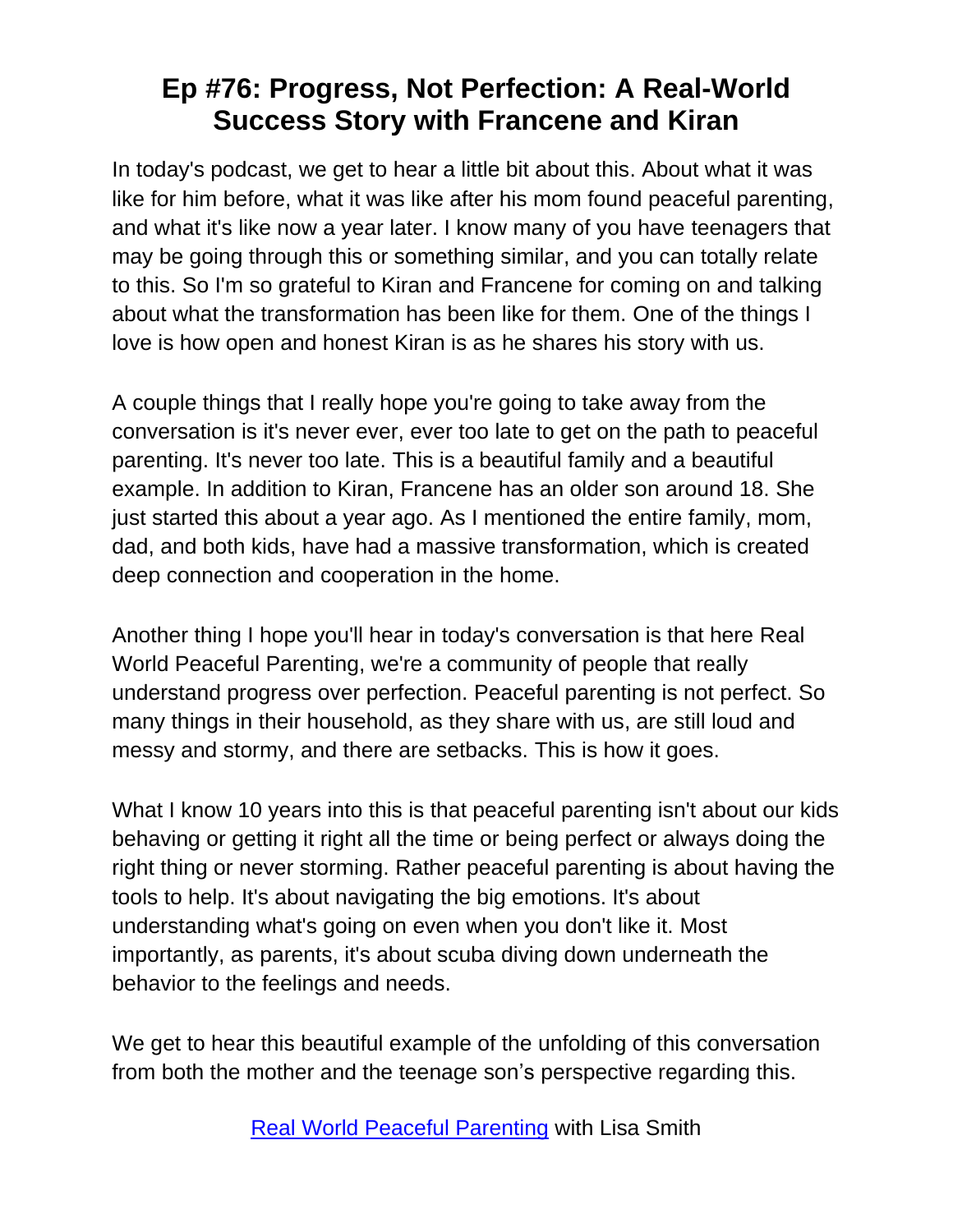# Ep #76: Progress, Not Perfection: A Real-World Success Story with Francene and Kiran

In today's podcast, we get to hear a little bit about this. About what it was like for him before, what it was like after his mom found peaceful parenting, and what it's like now a year later. I know many of you have teenagers that may be going through this or something similar, and you can totally relate to this. So I'm so grateful to Kiran and Francene for coming on and talking about what the transformation has been like for them. One of the things I love is how open and honest Kiran is as he shares his story with us.

A couple things that I really hope you're going to take away from the conversation is it's never ever, ever too late to get on the path to peaceful parenting. It's never too late. This is a beautiful family and a beautiful example. In addition to Kiran, Francene has an older son around 18. She just started this about a year ago. As I mentioned the entire family, mom, dad, and both kids, have had a massive transformation, which is created deep connection and cooperation in the home.

Another thing I hope you'll hear in today's conversation is that here Real World Peaceful Parenting, we're a community of people that really understand progress over perfection. Peaceful parenting is not perfect. So many things in their household, as they share with us, are still loud and messy and stormy, and there are setbacks. This is how it goes.

What I know 10 years into this is that peaceful parenting isn't about our kids behaving or getting it right all the time or being perfect or always doing the right thing or never storming. Rather peaceful parenting is about having the tools to help. It's about navigating the big emotions. It's about understanding what's going on even when you don't like it. Most importantly, as parents, it's about scuba diving down underneath the behavior to the feelings and needs.

We get to hear this beautiful example of the unfolding of this conversation from both the mother and the teenage son's perspective regarding this.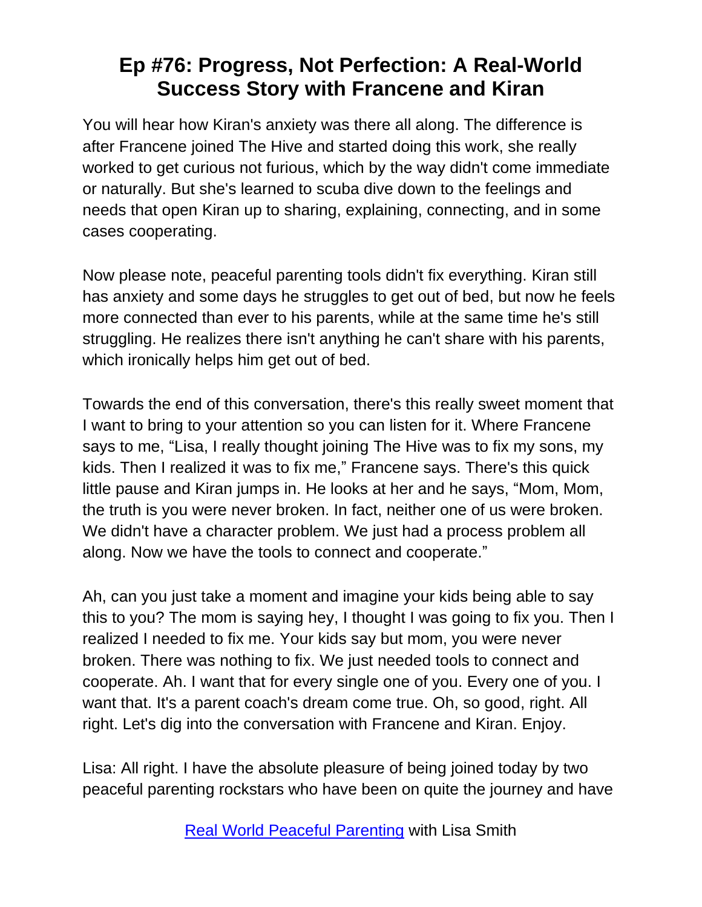# Ep #76: Progress, Not Perfection: A Real-World Success Story with Francene and Kiran

You will hear how Kiran's anxiety was there all along. The difference is after Francene joined The Hive and started doing this work, she really worked to get curious not furious, which by the way didn't come immediate or naturally. But she's learned to scuba dive down to the feelings and needs that open Kiran up to sharing, explaining, connecting, and in some cases cooperating.

Now please note, peaceful parenting tools didn't fix everything. Kiran still has anxiety and some days he struggles to get out of bed, but now he feels more connected than ever to his parents, while at the same time he's still struggling. He realizes there isn't anything he can't share with his parents, which ironically helps him get out of bed.

Towards the end of this conversation, there's this really sweet moment that I want to bring to your attention so you can listen for it. Where Francene says to me, "Lisa, I really thought joining The Hive was to fix my sons, my kids. Then I realized it was to fix me," Francene says. There's this quick little pause and Kiran jumps in. He looks at her and he says, "Mom, Mom, the truth is you were never broken. In fact, neither one of us were broken. We didn't have a character problem. We just had a process problem all along. Now we have the tools to connect and cooperate."

Ah, can you just take a moment and imagine your kids being able to say this to you? The mom is saying hey, I thought I was going to fix you. Then I realized I needed to fix me. Your kids say but mom, you were never broken. There was nothing to fix. We just needed tools to connect and cooperate. Ah. I want that for every single one of you. Every one of you. I want that. It's a parent coach's dream come true. Oh, so good, right. All right. Let's dig into the conversation with Francene and Kiran. Enjoy.

Lisa: All right. I have the absolute pleasure of being joined today by two peaceful parenting rockstars who have been on quite the journey and have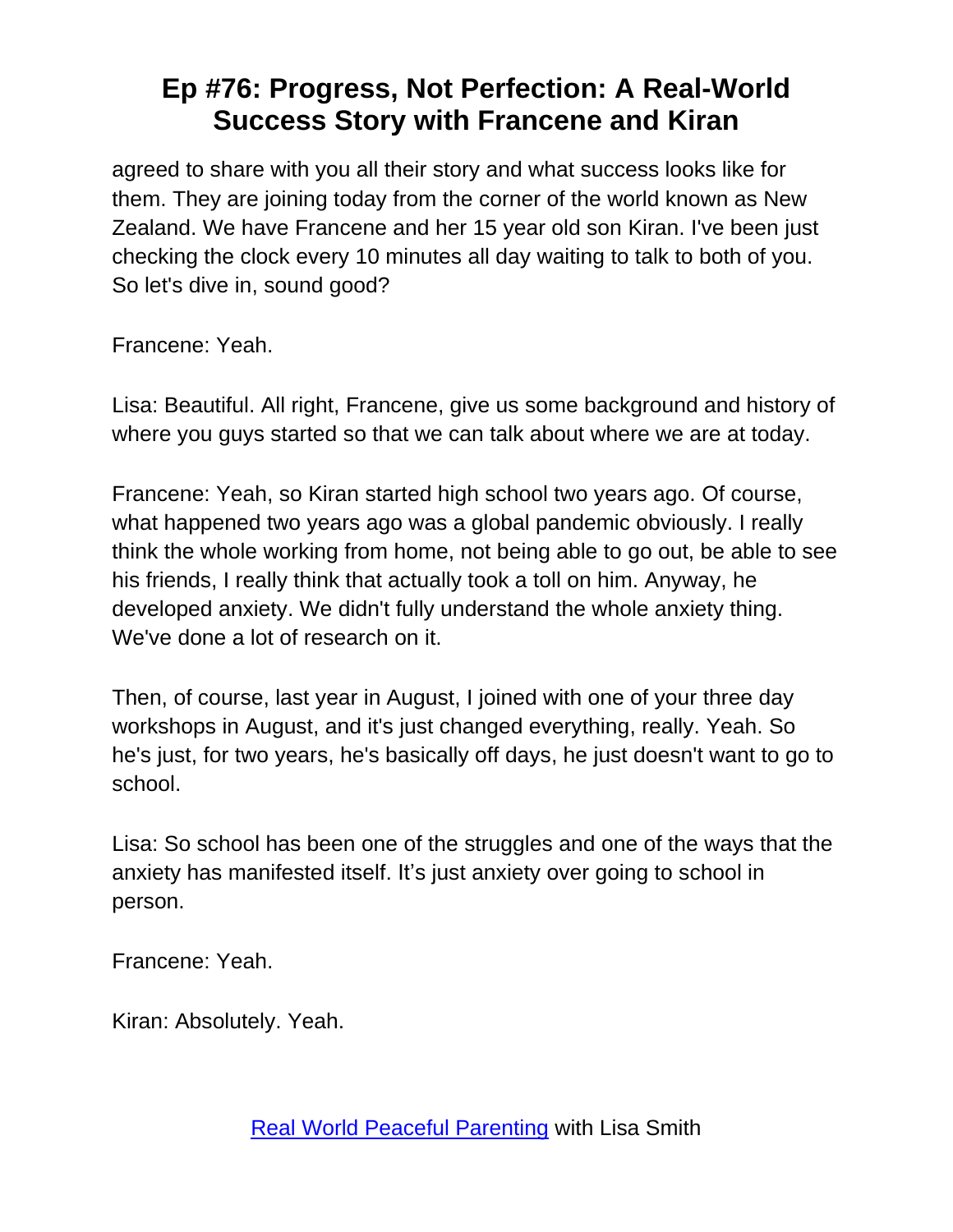agreed to share with you all their story and what success looks like for them. They are joining today from the corner of the world known as New Zealand. We have Francene and her 15 year old son Kiran. I've been just checking the clock every 10 minutes all day waiting to talk to both of you. So let's dive in, sound good?

Francene: Yeah.

Lisa: Beautiful. All right, Francene, give us some background and history of where you guys started so that we can talk about where we are at today.

Francene: Yeah, so Kiran started high school two years ago. Of course, what happened two years ago was a global pandemic obviously. I really think the whole working from home, not being able to go out, be able to see his friends, I really think that actually took a toll on him. Anyway, he developed anxiety. We didn't fully understand the whole anxiety thing. We've done a lot of research on it.

Then, of course, last year in August, I joined with one of your three day workshops in August, and it's just changed everything, really. Yeah. So he's just, for two years, he's basically off days, he just doesn't want to go to school.

Lisa: So school has been one of the struggles and one of the ways that the anxiety has manifested itself. It's just anxiety over going to school in person.

Francene: Yeah.

Kiran: Absolutely. Yeah.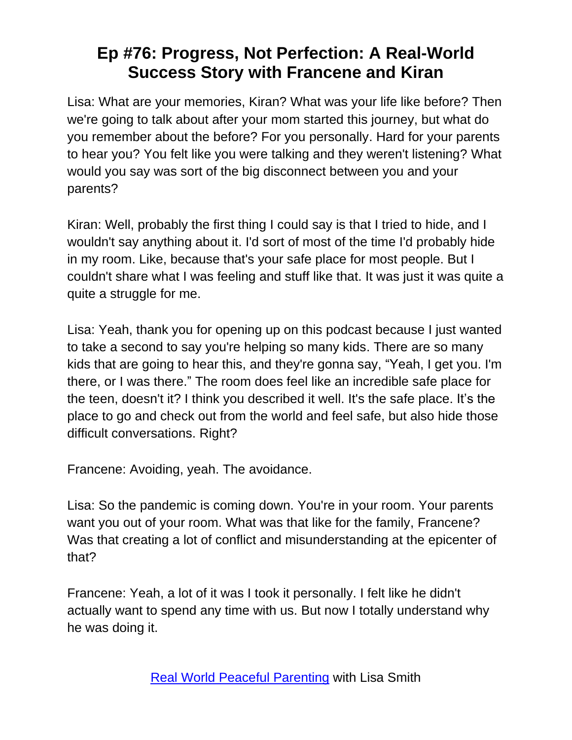# Ep #76: Progress, Not Perfection: A Real-World Success Story with Francene and Kiran

Lisa: What are your memories, Kiran? What was your life like before? Then we're going to talk about after your mom started this journey, but what do you remember about the before? For you personally. Hard for your parents to hear you? You felt like you were talking and they weren't listening? What would you say was sort of the big disconnect between you and your parents?

Kiran: Well, probably the first thing I could say is that I tried to hide, and I wouldn't say anything about it. I'd sort of most of the time I'd probably hide in my room. Like, because that's your safe place for most people. But I couldn't share what I was feeling and stuff like that. It was just it was quite a quite a struggle for me.

Lisa: Yeah, thank you for opening up on this podcast because I just wanted to take a second to say you're helping so many kids. There are so many kids that are going to hear this, and they're gonna say, "Yeah, I get you. I'm there, or I was there." The room does feel like an incredible safe place for the teen, doesn't it? I think you described it well. It's the safe place. It's the place to go and check out from the world and feel safe, but also hide those difficult conversations. Right?

Francene: Avoiding, yeah. The avoidance.

Lisa: So the pandemic is coming down. You're in your room. Your parents want you out of your room. What was that like for the family, Francene? Was that creating a lot of conflict and misunderstanding at the epicenter of that?

Francene: Yeah, a lot of it was I took it personally. I felt like he didn't actually want to spend any time with us. But now I totally understand why he was doing it.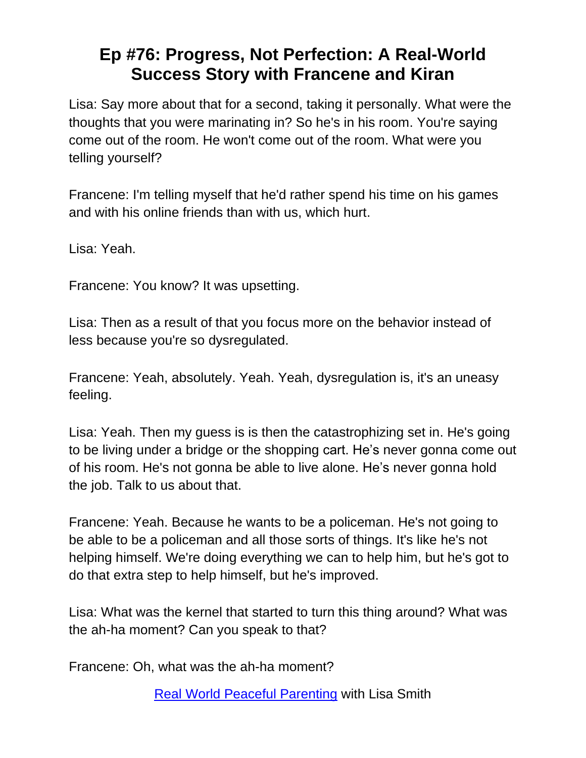# Ep #76: Progress, Not Perfection: A Real-World Success Story with Francene and Kiran

Lisa: Say more about that for a second, taking it personally. What were the thoughts that you were marinating in? So he's in his room. You're saying come out of the room. He won't come out of the room. What were you telling yourself?

Francene: I'm telling myself that he'd rather spend his time on his games and with his online friends than with us, which hurt.

Lisa: Yeah.

Francene: You know? It was upsetting.

Lisa: Then as a result of that you focus more on the behavior instead of less because you're so dysregulated.

Francene: Yeah, absolutely. Yeah. Yeah, dysregulation is, it's an uneasy feeling.

Lisa: Yeah. Then my guess is is then the catastrophizing set in. He's going to be living under a bridge or the shopping cart. He's never gonna come out of his room. He's not gonna be able to live alone. He's never gonna hold the job. Talk to us about that.

Francene: Yeah. Because he wants to be a policeman. He's not going to be able to be a policeman and all those sorts of things. It's like he's not helping himself. We're doing everything we can to help him, but he's got to do that extra step to help himself, but he's improved.

Lisa: What was the kernel that started to turn this thing around? What was the ah-ha moment? Can you speak to that?

Francene: Oh, what was the ah-ha moment?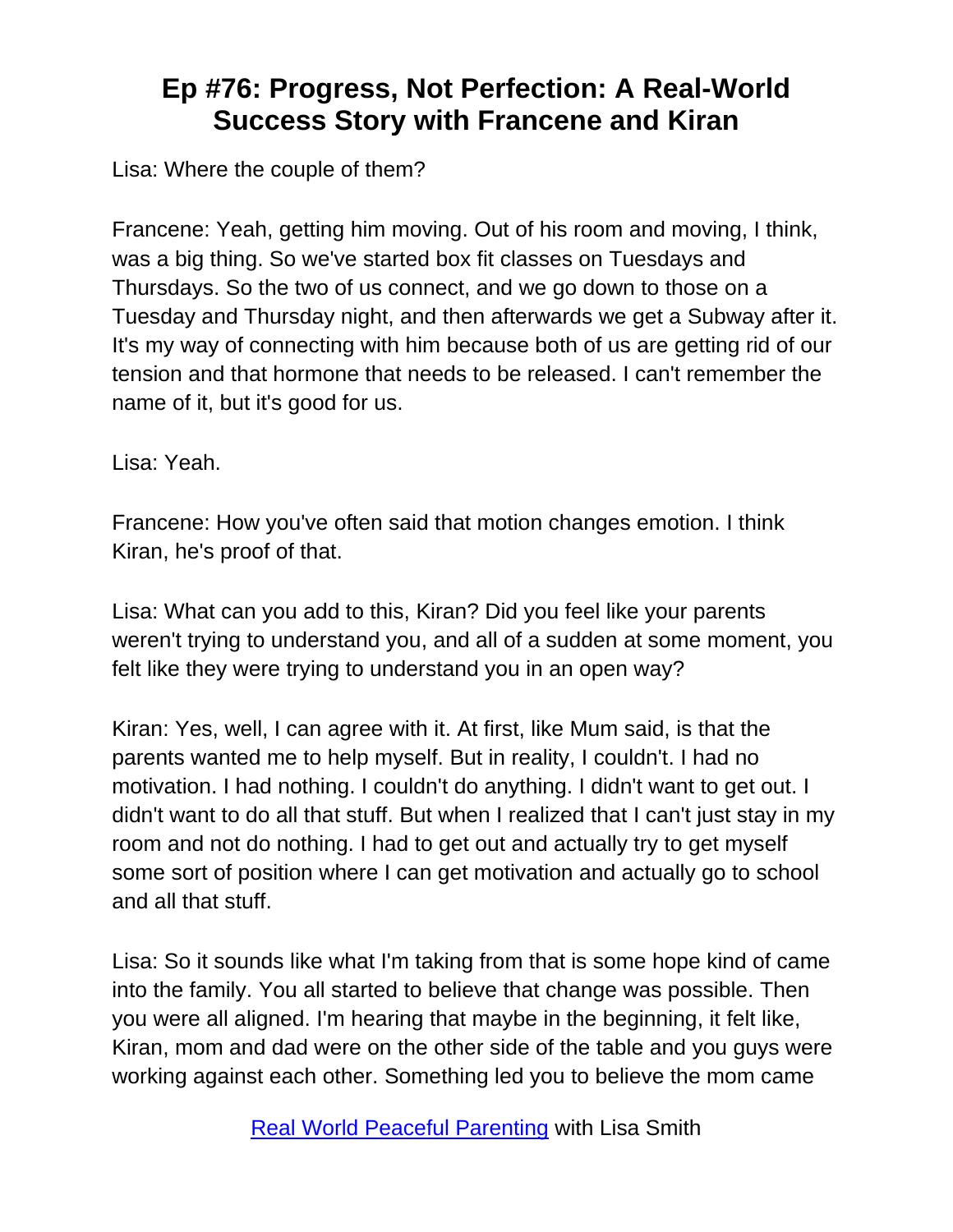# Ep #76: Progress, Not Perfection: A Real-World Success Story with Francene and Kiran

Lisa: Where the couple of them?

Francene: Yeah, getting him moving. Out of his room and moving, I think, was a big thing. So we've started box fit classes on Tuesdays and Thursdays. So the two of us connect, and we go down to those on a Tuesday and Thursday night, and then afterwards we get a Subway after it. It's my way of connecting with him because both of us are getting rid of our tension and that hormone that needs to be released. I can't remember the name of it, but it's good for us.

Lisa: Yeah.

Francene: How you've often said that motion changes emotion. I think Kiran, he's proof of that.

Lisa: What can you add to this, Kiran? Did you feel like your parents weren't trying to understand you, and all of a sudden at some moment, you felt like they were trying to understand you in an open way?

Kiran: Yes, well, I can agree with it. At first, like Mum said, is that the parents wanted me to help myself. But in reality, I couldn't. I had no motivation. I had nothing. I couldn't do anything. I didn't want to get out. I didn't want to do all that stuff. But when I realized that I can't just stay in my room and not do nothing. I had to get out and actually try to get myself some sort of position where I can get motivation and actually go to school and all that stuff.

Lisa: So it sounds like what I'm taking from that is some hope kind of came into the family. You all started to believe that change was possible. Then you were all aligned. I'm hearing that maybe in the beginning, it felt like, Kiran, mom and dad were on the other side of the table and you guys were working against each other. Something led you to believe the mom came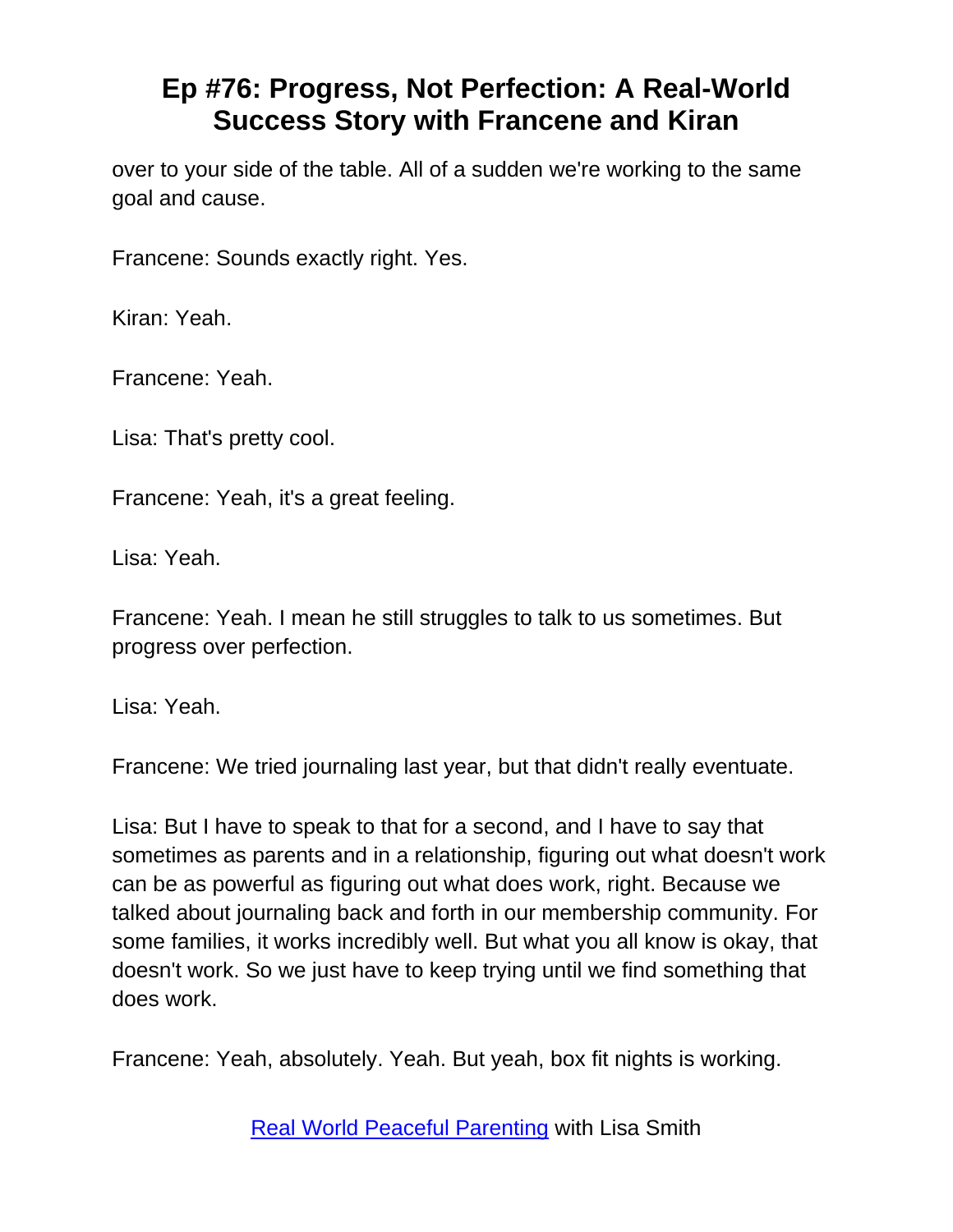over to your side of the table. All of a sudden we're working to the same goal and cause.

Francene: Sounds exactly right. Yes.

Kiran: Yeah.

Francene: Yeah.

Lisa: That's pretty cool.

Francene: Yeah, it's a great feeling.

Lisa: Yeah.

Francene: Yeah. I mean he still struggles to talk to us sometimes. But progress over perfection.

Lisa: Yeah.

Francene: We tried journaling last year, but that didn't really eventuate.

Lisa: But I have to speak to that for a second, and I have to say that sometimes as parents and in a relationship, figuring out what doesn't work can be as powerful as figuring out what does work, right. Because we talked about journaling back and forth in our membership community. For some families, it works incredibly well. But what you all know is okay, that doesn't work. So we just have to keep trying until we find something that does work.

Francene: Yeah, absolutely. Yeah. But yeah, box fit nights is working.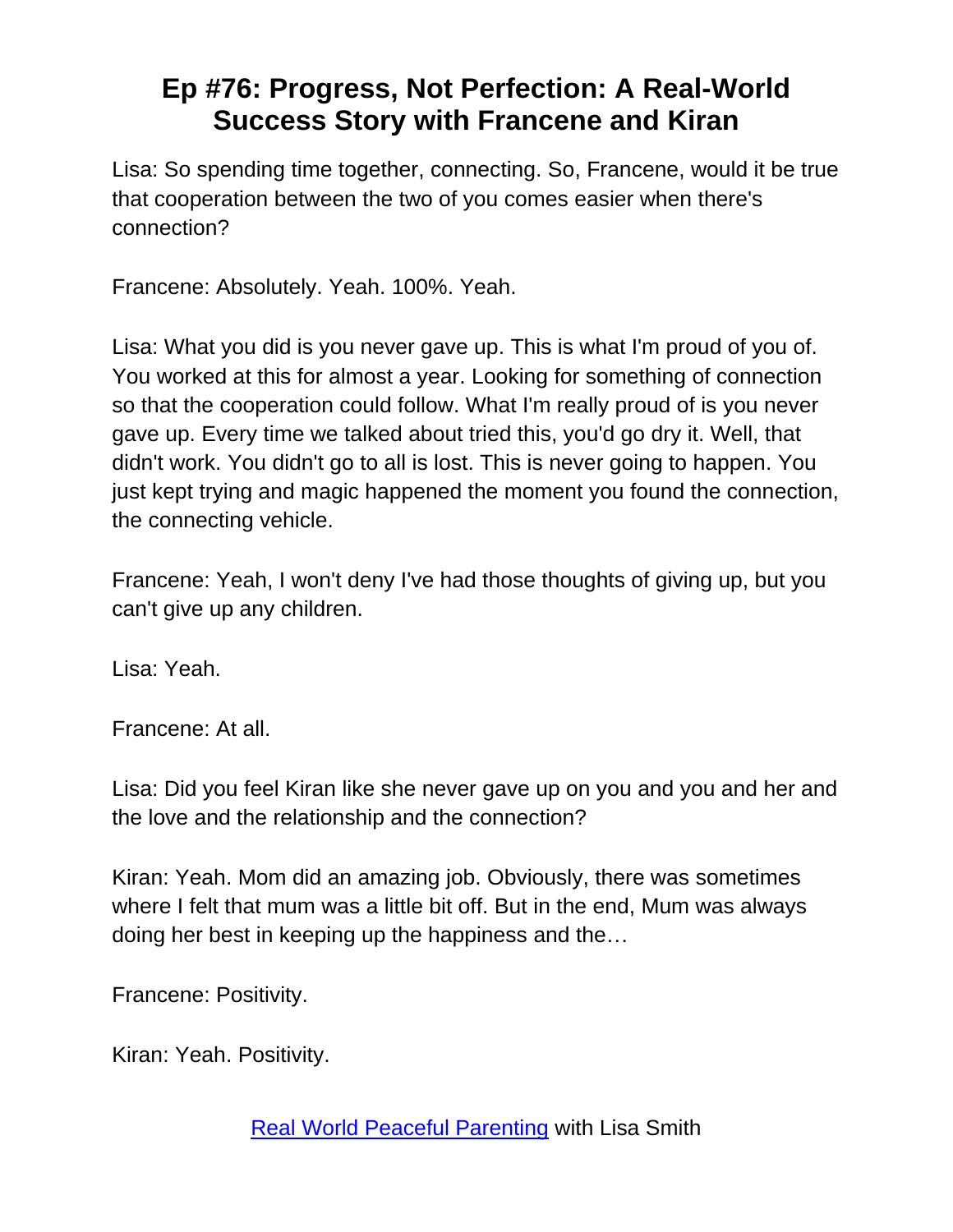# Ep #76: Progress, Not Perfection: A Real-World Success Story with Francene and Kiran

Lisa: So spending time together, connecting. So, Francene, would it be true that cooperation between the two of you comes easier when there's connection?

Francene: Absolutely. Yeah. 100%. Yeah.

Lisa: What you did is you never gave up. This is what I'm proud of you of. You worked at this for almost a year. Looking for something of connection so that the cooperation could follow. What I'm really proud of is you never gave up. Every time we talked about tried this, you'd go dry it. Well, that didn't work. You didn't go to all is lost. This is never going to happen. You just kept trying and magic happened the moment you found the connection, the connecting vehicle.

Francene: Yeah, I won't deny I've had those thoughts of giving up, but you can't give up any children.

Lisa: Yeah.

Francene: At all.

Lisa: Did you feel Kiran like she never gave up on you and you and her and the love and the relationship and the connection?

Kiran: Yeah. Mom did an amazing job. Obviously, there was sometimes where I felt that mum was a little bit off. But in the end, Mum was always doing her best in keeping up the happiness and the…

Francene: Positivity.

Kiran: Yeah. Positivity.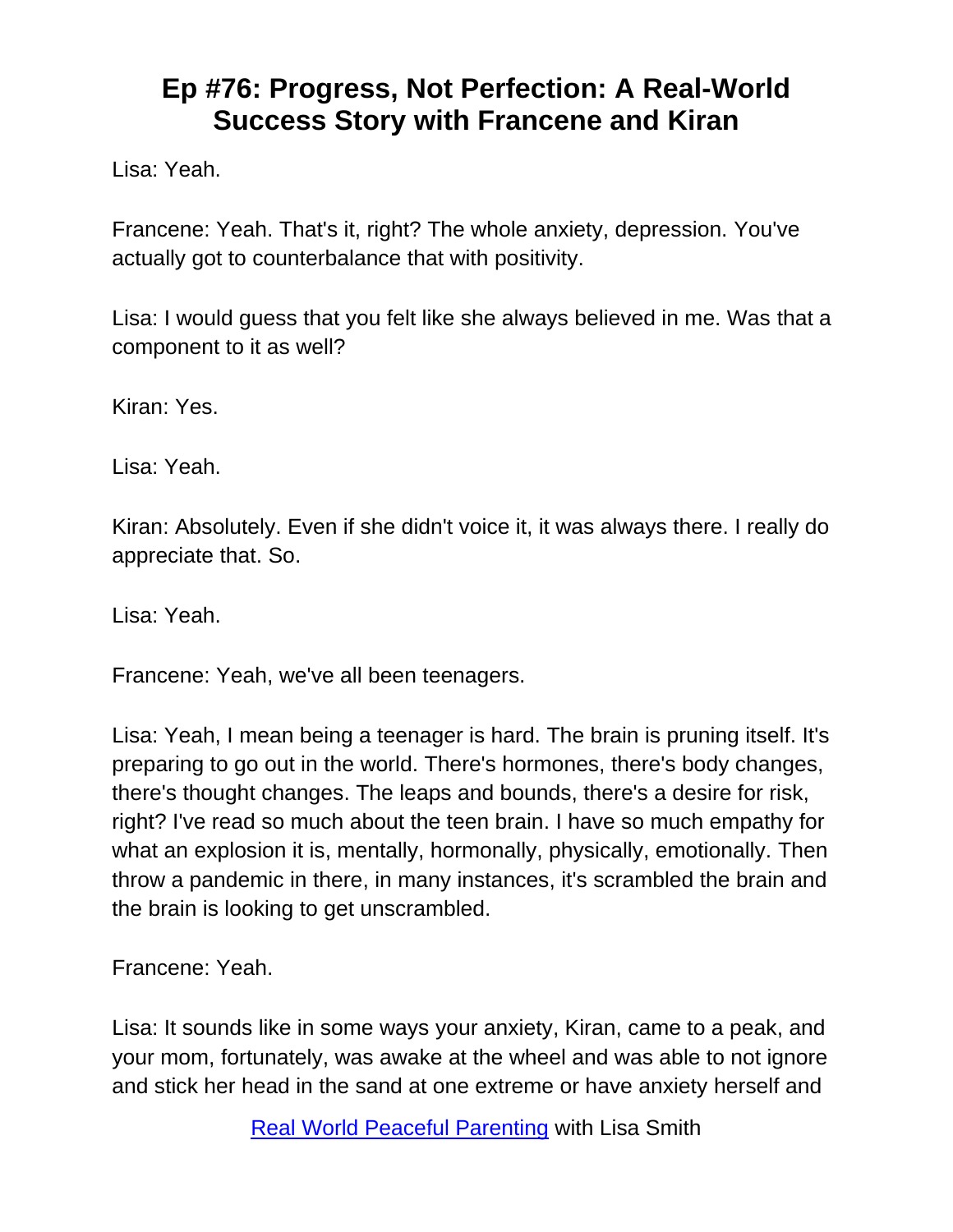Lisa: Yeah.

Francene: Yeah. That's it, right? The whole anxiety, depression. You've actually got to counterbalance that with positivity.

Lisa: I would guess that you felt like she always believed in me. Was that a component to it as well?

Kiran: Yes.

Lisa: Yeah.

Kiran: Absolutely. Even if she didn't voice it, it was always there. I really do appreciate that. So.

Lisa: Yeah.

Francene: Yeah, we've all been teenagers.

Lisa: Yeah, I mean being a teenager is hard. The brain is pruning itself. It's preparing to go out in the world. There's hormones, there's body changes, there's thought changes. The leaps and bounds, there's a desire for risk, right? I've read so much about the teen brain. I have so much empathy for what an explosion it is, mentally, hormonally, physically, emotionally. Then throw a pandemic in there, in many instances, it's scrambled the brain and the brain is looking to get unscrambled.

Francene: Yeah.

Lisa: It sounds like in some ways your anxiety, Kiran, came to a peak, and your mom, fortunately, was awake at the wheel and was able to not ignore and stick her head in the sand at one extreme or have anxiety herself and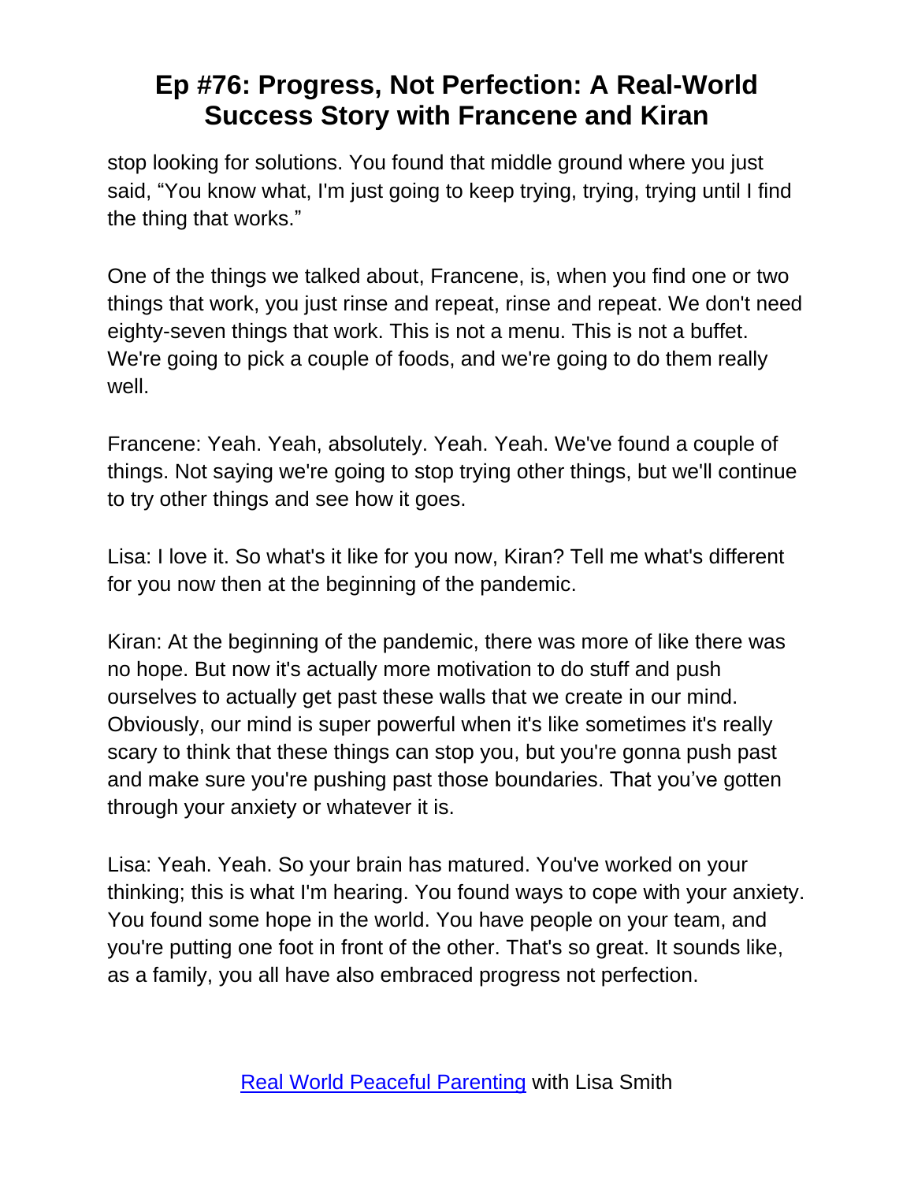stop looking for solutions. You found that middle ground where you just said, “You know what, I'm just going to keep trying, trying, trying until I find the thing that works.”

One of the things we talked about, Francene, is, when you find one or two things that work, you just rinse and repeat, rinse and repeat. We don't need eighty-seven things that work. This is not a menu. This is not a buffet. We're going to pick a couple of foods, and we're going to do them really well.

Francene: Yeah. Yeah, absolutely. Yeah. Yeah. We've found a couple of things. Not saying we're going to stop trying other things, but we'll continue to try other things and see how it goes.

Lisa: I love it. So what's it like for you now, Kiran? Tell me what's different for you now then at the beginning of the pandemic.

Kiran: At the beginning of the pandemic, there was more of like there was no hope. But now it's actually more motivation to do stuff and push ourselves to actually get past these walls that we create in our mind. Obviously, our mind is super powerful when it's like sometimes it's really scary to think that these things can stop you, but you're gonna push past and make sure you're pushing past those boundaries. That you’ve gotten through your anxiety or whatever it is.

Lisa: Yeah. Yeah. So your brain has matured. You've worked on your thinking; this is what I'm hearing. You found ways to cope with your anxiety. You found some hope in the world. You have people on your team, and you're putting one foot in front of the other. That's so great. It sounds like, as a family, you all have also embraced progress not perfection.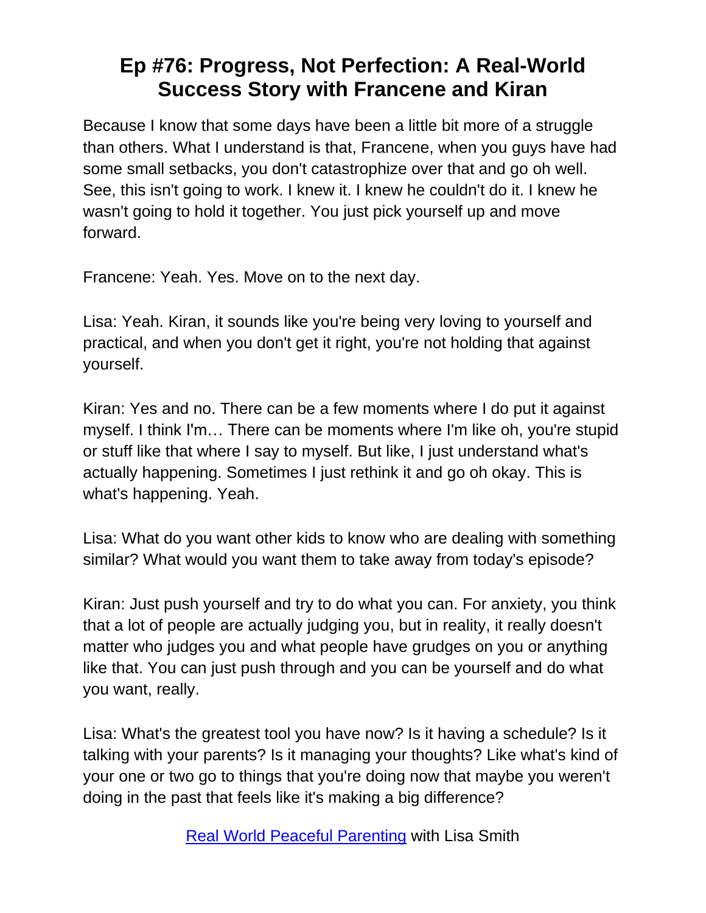# Ep #76: Progress, Not Perfection: A Real-World Success Story with Francene and Kiran

Because I know that some days have been a little bit more of a struggle than others. What I understand is that, Francene, when you guys have had some small setbacks, you don't catastrophize over that and go oh well. See, this isn't going to work. I knew it. I knew he couldn't do it. I knew he wasn't going to hold it together. You just pick yourself up and move forward.

Francene: Yeah. Yes. Move on to the next day.

Lisa: Yeah. Kiran, it sounds like you're being very loving to yourself and practical, and when you don't get it right, you're not holding that against yourself.

Kiran: Yes and no. There can be a few moments where I do put it against myself. I think I'm… There can be moments where I'm like oh, you're stupid or stuff like that where I say to myself. But like, I just understand what's actually happening. Sometimes I just rethink it and go oh okay. This is what's happening. Yeah.

Lisa: What do you want other kids to know who are dealing with something similar? What would you want them to take away from today's episode?

Kiran: Just push yourself and try to do what you can. For anxiety, you think that a lot of people are actually judging you, but in reality, it really doesn't matter who judges you and what people have grudges on you or anything like that. You can just push through and you can be yourself and do what you want, really.

Lisa: What's the greatest tool you have now? Is it having a schedule? Is it talking with your parents? Is it managing your thoughts? Like what's kind of your one or two go to things that you're doing now that maybe you weren't doing in the past that feels like it's making a big difference?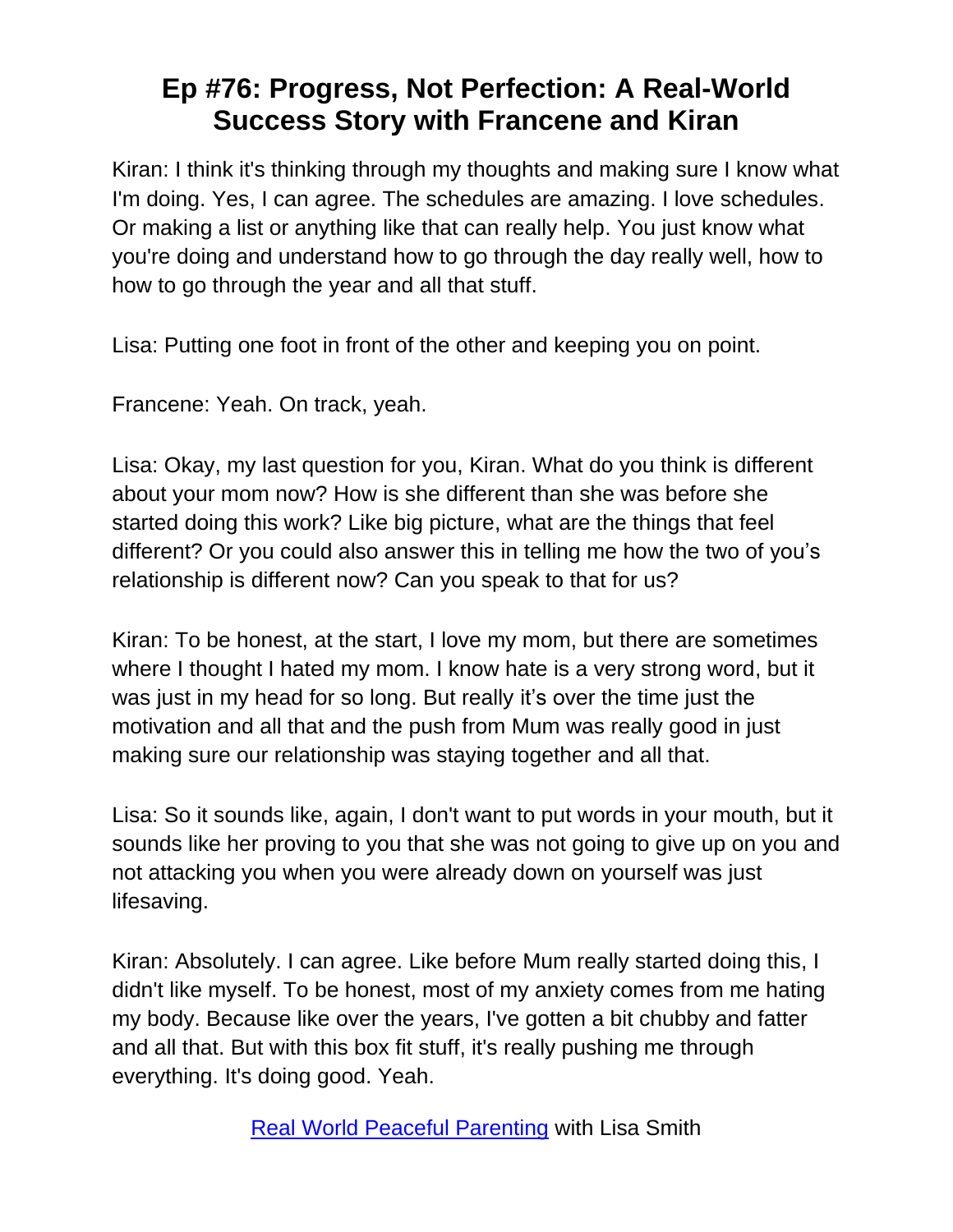# Ep #76: Progress, Not Perfection: A Real-World Success Story with Francene and Kiran

Kiran: I think it's thinking through my thoughts and making sure I know what I'm doing. Yes, I can agree. The schedules are amazing. I love schedules. Or making a list or anything like that can really help. You just know what you're doing and understand how to go through the day really well, how to how to go through the year and all that stuff.

Lisa: Putting one foot in front of the other and keeping you on point.

Francene: Yeah. On track, yeah.

Lisa: Okay, my last question for you, Kiran. What do you think is different about your mom now? How is she different than she was before she started doing this work? Like big picture, what are the things that feel different? Or you could also answer this in telling me how the two of you's relationship is different now? Can you speak to that for us?

Kiran: To be honest, at the start, I love my mom, but there are sometimes where I thought I hated my mom. I know hate is a very strong word, but it was just in my head for so long. But really it's over the time just the motivation and all that and the push from Mum was really good in just making sure our relationship was staying together and all that.

Lisa: So it sounds like, again, I don't want to put words in your mouth, but it sounds like her proving to you that she was not going to give up on you and not attacking you when you were already down on yourself was just lifesaving.

Kiran: Absolutely. I can agree. Like before Mum really started doing this, I didn't like myself. To be honest, most of my anxiety comes from me hating my body. Because like over the years, I've gotten a bit chubby and fatter and all that. But with this box fit stuff, it's really pushing me through everything. It's doing good. Yeah.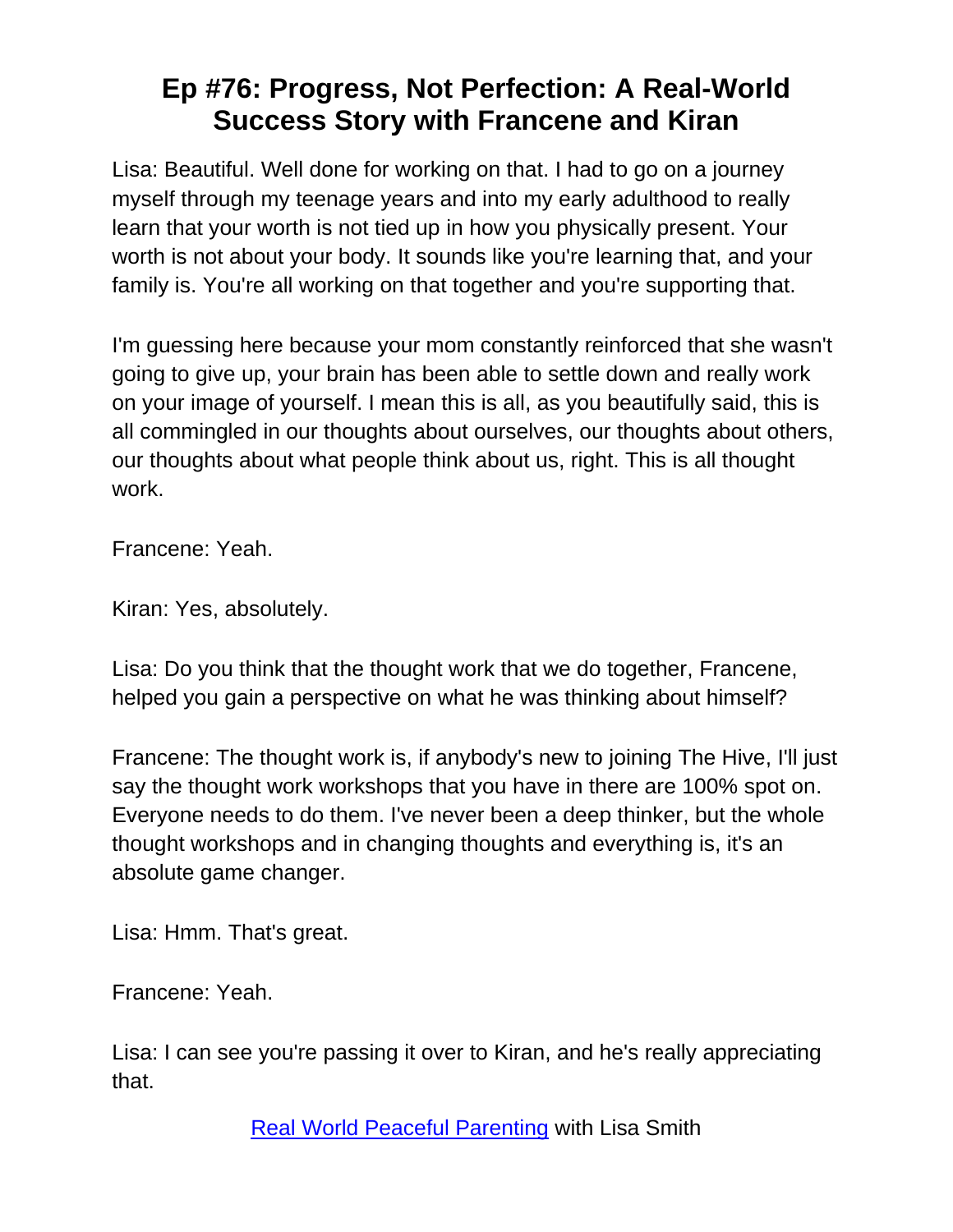# Ep #76: Progress, Not Perfection: A Real-World Success Story with Francene and Kiran

Lisa: Beautiful. Well done for working on that. I had to go on a journey myself through my teenage years and into my early adulthood to really learn that your worth is not tied up in how you physically present. Your worth is not about your body. It sounds like you're learning that, and your family is. You're all working on that together and you're supporting that.

I'm guessing here because your mom constantly reinforced that she wasn't going to give up, your brain has been able to settle down and really work on your image of yourself. I mean this is all, as you beautifully said, this is all commingled in our thoughts about ourselves, our thoughts about others, our thoughts about what people think about us, right. This is all thought work.

Francene: Yeah.

Kiran: Yes, absolutely.

Lisa: Do you think that the thought work that we do together, Francene, helped you gain a perspective on what he was thinking about himself?

Francene: The thought work is, if anybody's new to joining The Hive, I'll just say the thought work workshops that you have in there are 100% spot on. Everyone needs to do them. I've never been a deep thinker, but the whole thought workshops and in changing thoughts and everything is, it's an absolute game changer.

Lisa: Hmm. That's great.

Francene: Yeah.

Lisa: I can see you're passing it over to Kiran, and he's really appreciating that.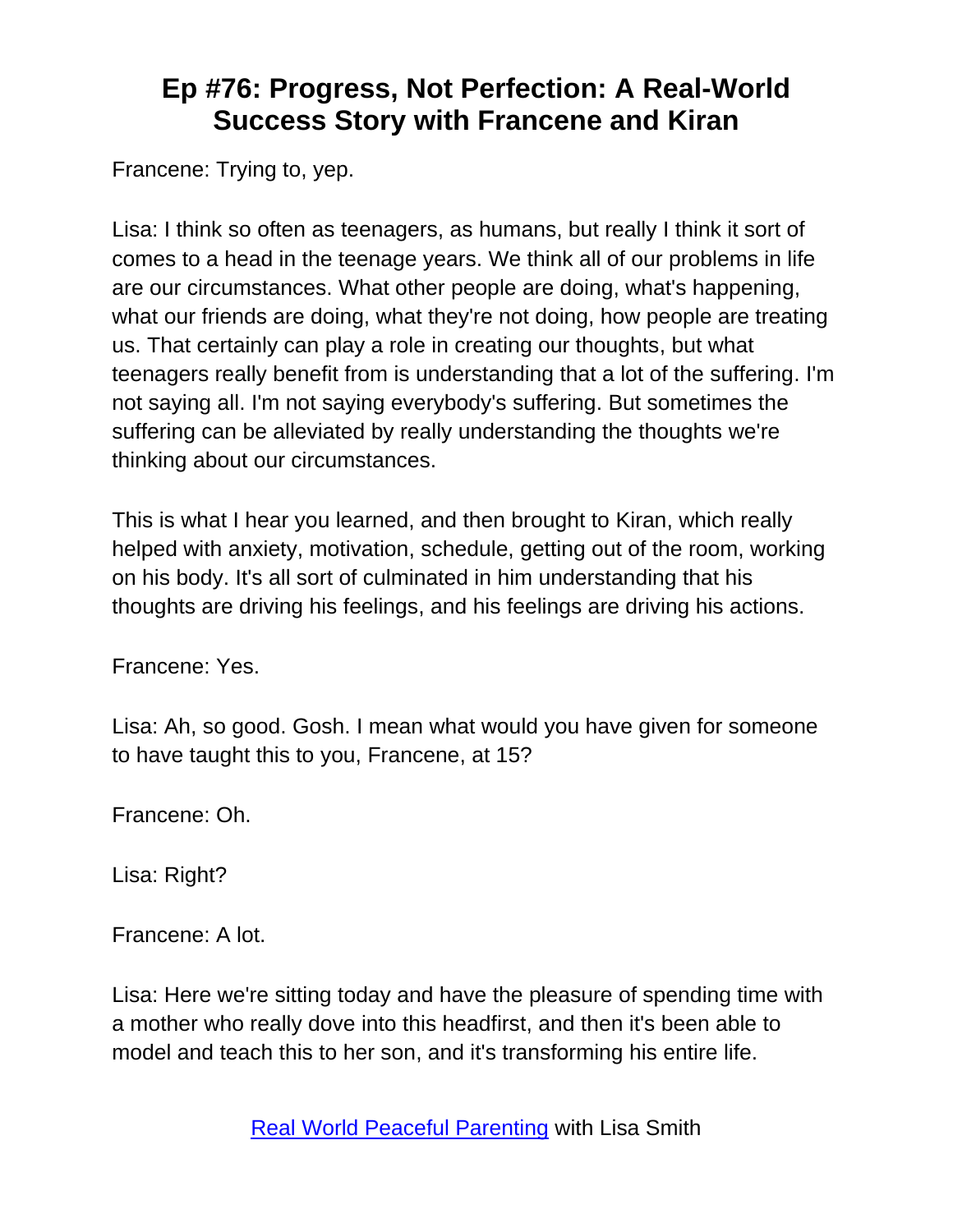Francene: Trying to, yep.

Lisa: I think so often as teenagers, as humans, but really I think it sort of comes to a head in the teenage years. We think all of our problems in life are our circumstances. What other people are doing, what's happening, what our friends are doing, what they're not doing, how people are treating us. That certainly can play a role in creating our thoughts, but what teenagers really benefit from is understanding that a lot of the suffering. I'm not saying all. I'm not saying everybody's suffering. But sometimes the suffering can be alleviated by really understanding the thoughts we're thinking about our circumstances.

This is what I hear you learned, and then brought to Kiran, which really helped with anxiety, motivation, schedule, getting out of the room, working on his body. It's all sort of culminated in him understanding that his thoughts are driving his feelings, and his feelings are driving his actions.

Francene: Yes.

Lisa: Ah, so good. Gosh. I mean what would you have given for someone to have taught this to you, Francene, at 15?

Francene: Oh.

Lisa: Right?

Francene: A lot.

Lisa: Here we're sitting today and have the pleasure of spending time with a mother who really dove into this headfirst, and then it's been able to model and teach this to her son, and it's transforming his entire life.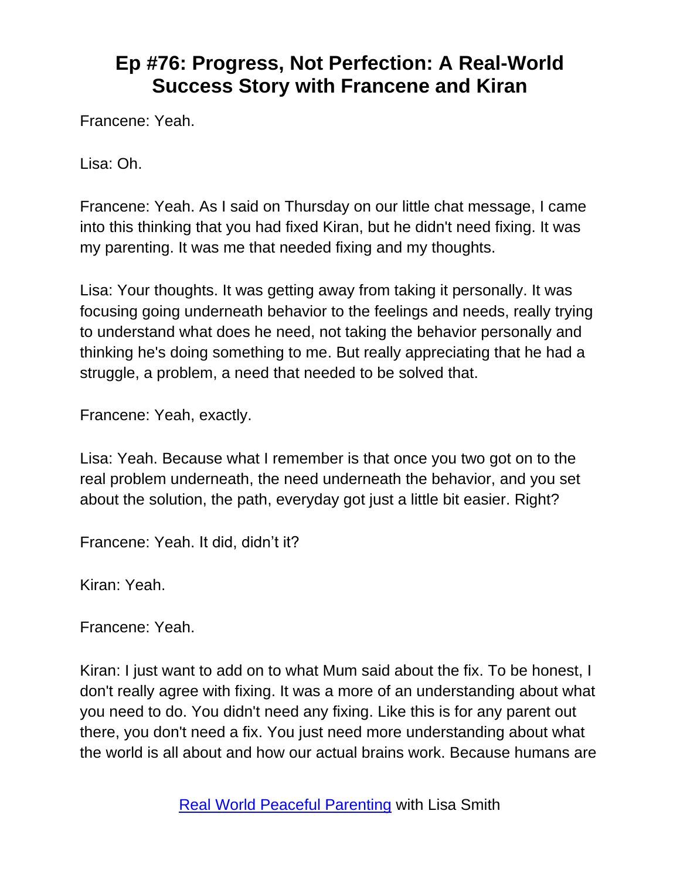Francene: Yeah.

Lisa: Oh.

Francene: Yeah. As I said on Thursday on our little chat message, I came into this thinking that you had fixed Kiran, but he didn't need fixing. It was my parenting. It was me that needed fixing and my thoughts.

Lisa: Your thoughts. It was getting away from taking it personally. It was focusing going underneath behavior to the feelings and needs, really trying to understand what does he need, not taking the behavior personally and thinking he's doing something to me. But really appreciating that he had a struggle, a problem, a need that needed to be solved that.

Francene: Yeah, exactly.

Lisa: Yeah. Because what I remember is that once you two got on to the real problem underneath, the need underneath the behavior, and you set about the solution, the path, everyday got just a little bit easier. Right?

Francene: Yeah. It did, didn't it?

Kiran: Yeah.

Francene: Yeah.

Kiran: I just want to add on to what Mum said about the fix. To be honest, I don't really agree with fixing. It was a more of an understanding about what you need to do. You didn't need any fixing. Like this is for any parent out there, you don't need a fix. You just need more understanding about what the world is all about and how our actual brains work. Because humans are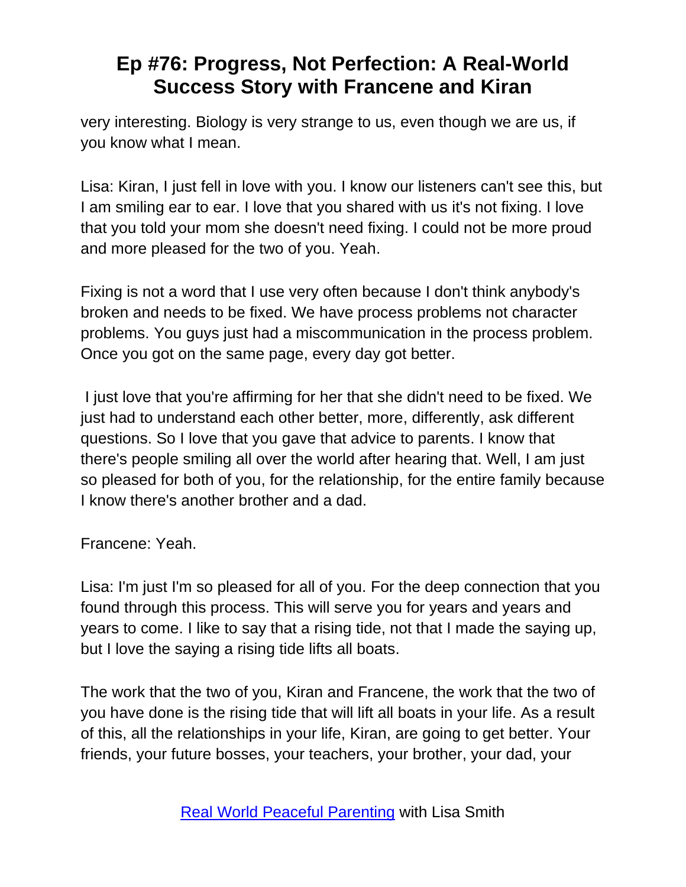very interesting. Biology is very strange to us, even though we are us, if you know what I mean.

Lisa: Kiran, I just fell in love with you. I know our listeners can't see this, but I am smiling ear to ear. I love that you shared with us it's not fixing. I love that you told your mom she doesn't need fixing. I could not be more proud and more pleased for the two of you. Yeah.

Fixing is not a word that I use very often because I don't think anybody's broken and needs to be fixed. We have process problems not character problems. You guys just had a miscommunication in the process problem. Once you got on the same page, every day got better.

I just love that you're affirming for her that she didn't need to be fixed. We just had to understand each other better, more, differently, ask different questions. So I love that you gave that advice to parents. I know that there's people smiling all over the world after hearing that. Well, I am just so pleased for both of you, for the relationship, for the entire family because I know there's another brother and a dad.

Francene: Yeah.

Lisa: I'm just I'm so pleased for all of you. For the deep connection that you found through this process. This will serve you for years and years and years to come. I like to say that a rising tide, not that I made the saying up, but I love the saying a rising tide lifts all boats.

The work that the two of you, Kiran and Francene, the work that the two of you have done is the rising tide that will lift all boats in your life. As a result of this, all the relationships in your life, Kiran, are going to get better. Your friends, your future bosses, your teachers, your brother, your dad, your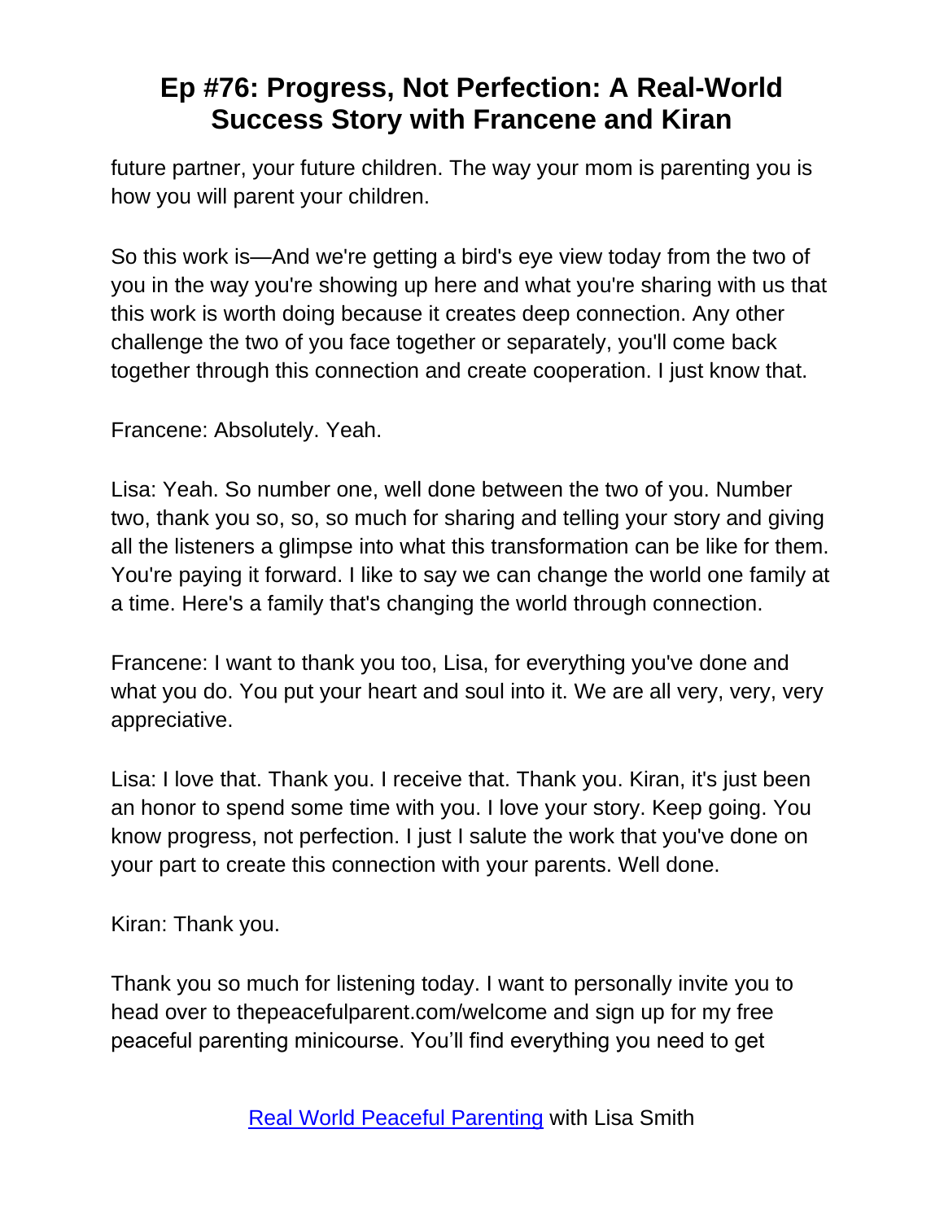future partner, your future children. The way your mom is parenting you is how you will parent your children.

So this work is—And we're getting a bird's eye view today from the two of you in the way you're showing up here and what you're sharing with us that this work is worth doing because it creates deep connection. Any other challenge the two of you face together or separately, you'll come back together through this connection and create cooperation. I just know that.

Francene: Absolutely. Yeah.

Lisa: Yeah. So number one, well done between the two of you. Number two, thank you so, so, so much for sharing and telling your story and giving all the listeners a glimpse into what this transformation can be like for them. You're paying it forward. I like to say we can change the world one family at a time. Here's a family that's changing the world through connection.

Francene: I want to thank you too, Lisa, for everything you've done and what you do. You put your heart and soul into it. We are all very, very, very appreciative.

Lisa: I love that. Thank you. I receive that. Thank you. Kiran, it's just been an honor to spend some time with you. I love your story. Keep going. You know progress, not perfection. I just I salute the work that you've done on your part to create this connection with your parents. Well done.

Kiran: Thank you.

Thank you so much for listening today. I want to personally invite you to head over to thepeacefulparent.com/welcome and sign up for my free peaceful parenting minicourse. You'll find everything you need to get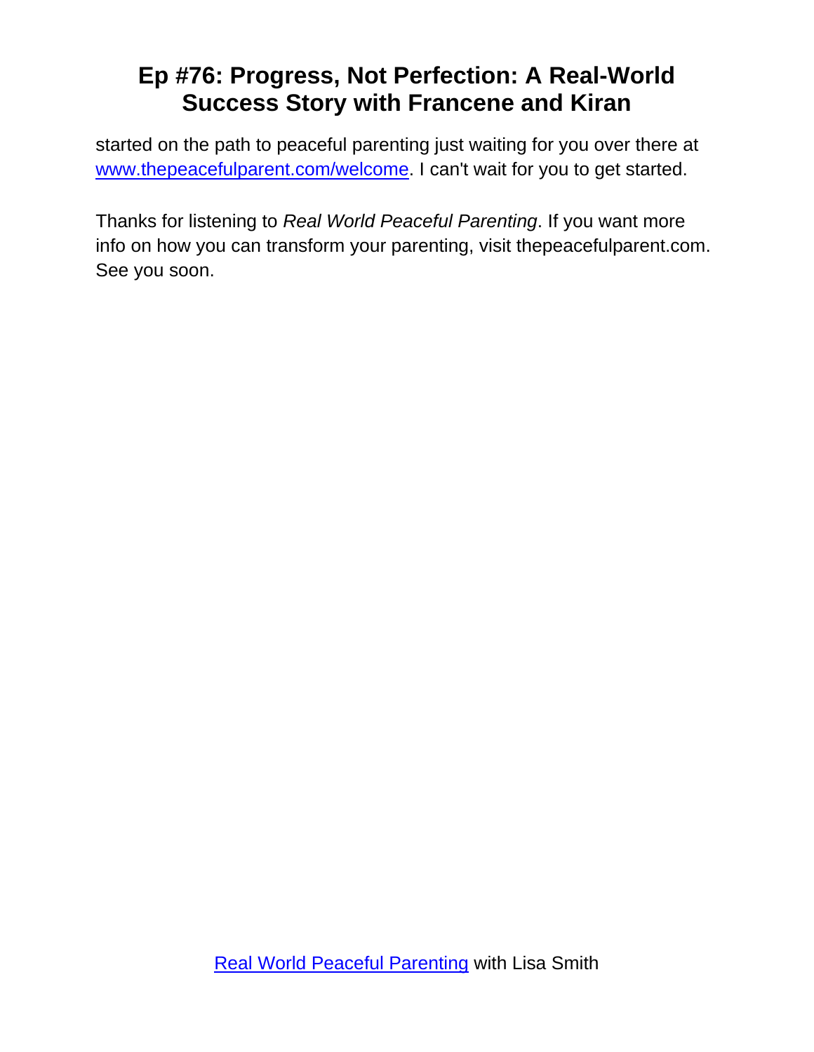started on the path to peaceful parenting just waiting for you over there at [www.thepeacefulparent.com/welcome](http://www.thepeacefulparent.com/welcome). I can't wait for you to get started.

Thanks for listening to *Real World Peaceful Parenting*. If you want more info on how you can transform your parenting, visit thepeacefulparent.com. See you soon.